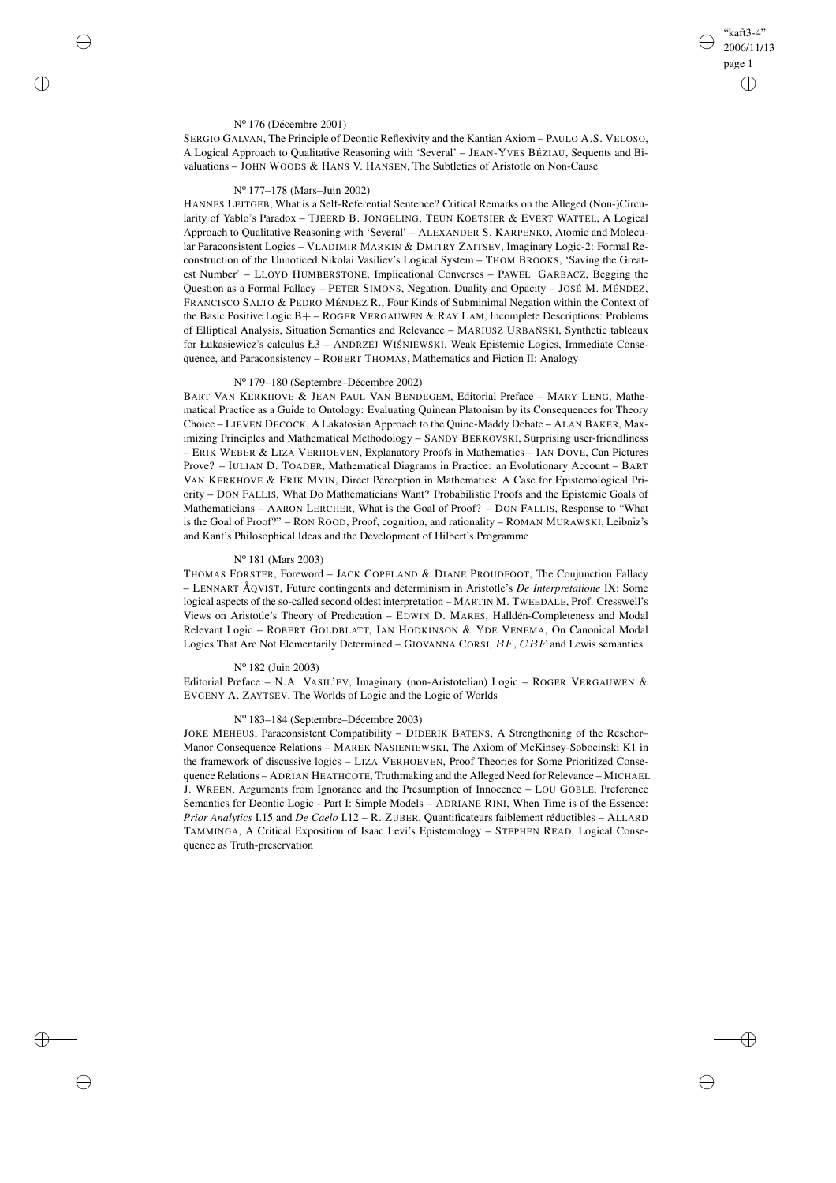N° 176 (Décembre 2001)

Sergio Galvan, The Principle of Deontic Reflexivity and the Kantian Axiom – Paulo A.S. Veloso, A Logical Approach to Qualitative Reasoning with 'Several' – Jean-Yves Béziau, Sequents and Bivaluations – John Woods & Hans V. Hansen, The Subtleties of Aristotle on Non-Cause

N° 177–178 (Mars–Juin 2002)

Hannes Leitgeb, What is a Self-Referential Sentence? Critical Remarks on the Alleged (Non-)Circularity of Yablo's Paradox – Tjeerd B. Jongeling, Teun Koetsier & Evert Wattel, A Logical Approach to Qualitative Reasoning with 'Several' – Alexander S. Karpenko, Atomic and Molecular Paraconsistent Logics – Vladimir Markin & Dmitry Zaitsev, Imaginary Logic-2: Formal Reconstruction of the Unnoticed Nikolai Vasiliev's Logical System – Thom Brooks, 'Saving the Greatest Number' – Lloyd Humberstone, Implicational Converses – Paweł Garbacz, Begging the Question as a Formal Fallacy – Peter Simons, Negation, Duality and Opacity – José M. Méndez, Francisco Salto & Pedro Méndez R., Four Kinds of Subminimal Negation within the Context of the Basic Positive Logic B+ – Roger Vergauwen & Ray Lam, Incomplete Descriptions: Problems of Elliptical Analysis, Situation Semantics and Relevance – Mariusz Urbański, Synthetic tableaux for Łukasiewicz's calculus Ł3 – Andrzej Wiśniewski, Weak Epistemic Logics, Immediate Consequence, and Paraconsistency – Robert Thomas, Mathematics and Fiction II: Analogy

N° 179–180 (Septembre–Décembre 2002)

Bart Van Kerkhove & Jean Paul Van Bendegem, Editorial Preface – Mary Leng, Mathematical Practice as a Guide to Ontology: Evaluating Quinean Platonism by its Consequences for Theory Choice – Lieven Decock, A Lakatosian Approach to the Quine-Maddy Debate – Alan Baker, Maximizing Principles and Mathematical Methodology – Sandy Berkovski, Surprising user-friendliness – Erik Weber & Liza Verhoeven, Explanatory Proofs in Mathematics – Ian Dove, Can Pictures Prove? – Iulian D. Toader, Mathematical Diagrams in Practice: an Evolutionary Account – Bart Van Kerkhove & Erik Myin, Direct Perception in Mathematics: A Case for Epistemological Priority – Don Fallis, What Do Mathematicians Want? Probabilistic Proofs and the Epistemic Goals of Mathematicians – Aaron Lercher, What is the Goal of Proof? – Don Fallis, Response to "What is the Goal of Proof?" – Ron Rood, Proof, cognition, and rationality – Roman Murawski, Leibniz's and Kant's Philosophical Ideas and the Development of Hilbert's Programme

N° 181 (Mars 2003)

Thomas Forster, Foreword – Jack Copeland & Diane Proudfoot, The Conjunction Fallacy – Lennart Åqvist, Future contingents and determinism in Aristotle's *De Interpretatione* IX: Some logical aspects of the so-called second oldest interpretation – Martin M. Tweedale, Prof. Cresswell's Views on Aristotle's Theory of Predication – Edwin D. Mares, Halldén-Completeness and Modal Relevant Logic – Robert Goldblatt, Ian Hodkinson & Yde Venema, On Canonical Modal Logics That Are Not Elementarily Determined – Giovanna Corsi, $BF$, $CBF$ and Lewis semantics

N° 182 (Juin 2003)

Editorial Preface – N.A. Vasil'ev, Imaginary (non-Aristotelian) Logic – Roger Vergauwen & Evgeny A. Zaytsev, The Worlds of Logic and the Logic of Worlds

N° 183–184 (Septembre–Décembre 2003)

Joke Meheus, Paraconsistent Compatibility – Diderik Batens, A Strengthening of the Rescher–Manor Consequence Relations – Marek Nasieniewski, The Axiom of McKinsey-Sobocinski K1 in the framework of discussive logics – Liza Verhoeven, Proof Theories for Some Prioritized Consequence Relations – Adrian Heathcote, Truthmaking and the Alleged Need for Relevance – Michael J. Wreen, Arguments from Ignorance and the Presumption of Innocence – Lou Goble, Preference Semantics for Deontic Logic - Part I: Simple Models – Adriane Rini, When Time is of the Essence: *Prior Analytics* I.15 and *De Caelo* I.12 – R. Zuber, Quantificateurs faiblement réductibles – Allard Tamminga, A Critical Exposition of Isaac Levi's Epistemology – Stephen Read, Logical Consequence as Truth-preservation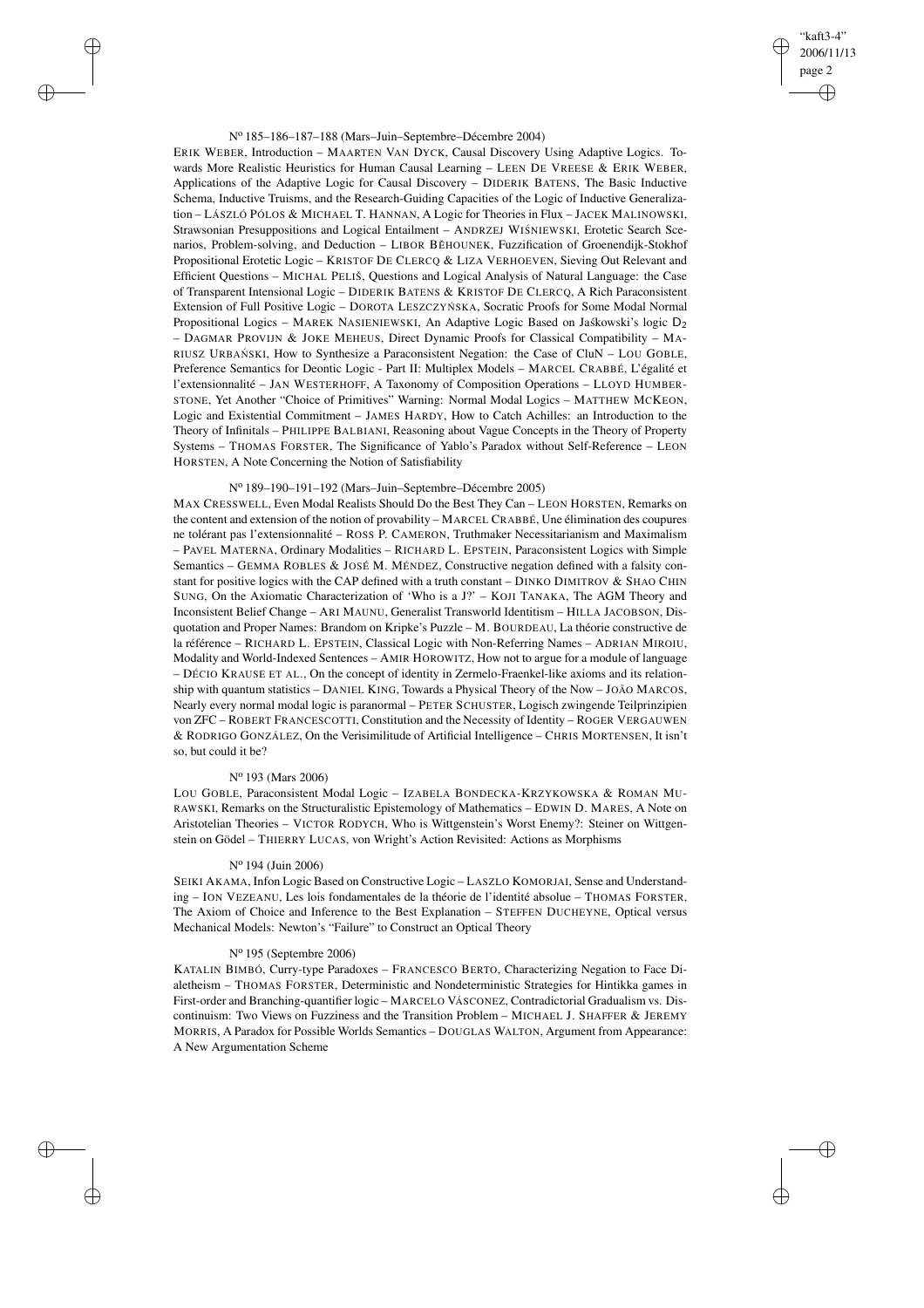N° 185–186–187–188 (Mars–Juin–Septembre–Décembre 2004)

ERIK WEBER, Introduction – MAARTEN VAN DYCK, Causal Discovery Using Adaptive Logics. Towards More Realistic Heuristics for Human Causal Learning – LEEN DE VREESE & ERIK WEBER, Applications of the Adaptive Logic for Causal Discovery – DIDERIK BATENS, The Basic Inductive Schema, Inductive Truisms, and the Research-Guiding Capacities of the Logic of Inductive Generalization – LÁSZLÓ PÓLOS & MICHAEL T. HANNAN, A Logic for Theories in Flux – JACEK MALINOWSKI, Strawsonian Presuppositions and Logical Entailment – ANDRZEJ WIŚNIEWSKI, Erotetic Search Scenarios, Problem-solving, and Deduction – LIBOR BĚHOUNEK, Fuzzification of Groenendijk-Stokhof Propositional Erotetic Logic – KRISTOF DE CLERCQ & LIZA VERHOEVEN, Sieving Out Relevant and Efficient Questions – MICHAL PELIŠ, Questions and Logical Analysis of Natural Language: the Case of Transparent Intensional Logic – DIDERIK BATENS & KRISTOF DE CLERCQ, A Rich Paraconsistent Extension of Full Positive Logic – DOROTA LESZCZYŃSKA, Socratic Proofs for Some Modal Normal Propositional Logics – MAREK NASIENIEWSKI, An Adaptive Logic Based on Jaśkowski's logic $D_2$ – DAGMAR PROVIJN & JOKE MEHEUS, Direct Dynamic Proofs for Classical Compatibility – MARIUSZ URBAŃSKI, How to Synthesize a Paraconsistent Negation: the Case of CluN – LOU GOBLE, Preference Semantics for Deontic Logic - Part II: Multiplex Models – MARCEL CRABBÉ, L'égalité et l'extensionnalité – JAN WESTERHOFF, A Taxonomy of Composition Operations – LLOYD HUMBERSTONE, Yet Another "Choice of Primitives" Warning: Normal Modal Logics – MATTHEW MCKEON, Logic and Existential Commitment – JAMES HARDY, How to Catch Achilles: an Introduction to the Theory of Infinitals – PHILIPPE BALBIANI, Reasoning about Vague Concepts in the Theory of Property Systems – THOMAS FORSTER, The Significance of Yablo's Paradox without Self-Reference – LEON HORSTEN, A Note Concerning the Notion of Satisfiability

N° 189–190–191–192 (Mars–Juin–Septembre–Décembre 2005)

MAX CRESSWELL, Even Modal Realists Should Do the Best They Can – LEON HORSTEN, Remarks on the content and extension of the notion of provability – MARCEL CRABBÉ, Une élimination des coupures ne tolérant pas l'extensionnalité – ROSS P. CAMERON, Truthmaker Necessitarianism and Maximalism – PAVEL MATERNA, Ordinary Modalities – RICHARD L. EPSTEIN, Paraconsistent Logics with Simple Semantics – GEMMA ROBLES & JOSÉ M. MÉNDEZ, Constructive negation defined with a falsity constant for positive logics with the CAP defined with a truth constant – DINKO DIMITROV & SHAO CHIN SUNG, On the Axiomatic Characterization of 'Who is a J?' – KOJI TANAKA, The AGM Theory and Inconsistent Belief Change – ARI MAUNU, Generalist Transworld Identitism – HILLA JACOBSON, Disquotation and Proper Names: Brandom on Kripke's Puzzle – M. BOURDEAU, La théorie constructive de la référence – RICHARD L. EPSTEIN, Classical Logic with Non-Referring Names – ADRIAN MIROIU, Modality and World-Indexed Sentences – AMIR HOROWITZ, How not to argue for a module of language – DÉCIO KRAUSE ET AL., On the concept of identity in Zermelo-Fraenkel-like axioms and its relationship with quantum statistics – DANIEL KING, Towards a Physical Theory of the Now – JOÃO MARCOS, Nearly every normal modal logic is paranormal – PETER SCHUSTER, Logisch zwingende Teilprinzipien von ZFC – ROBERT FRANCESCOTTI, Constitution and the Necessity of Identity – ROGER VERGAUWEN & RODRIGO GONZÁLEZ, On the Verisimilitude of Artificial Intelligence – CHRIS MORTENSEN, It isn't so, but could it be?

N° 193 (Mars 2006)

LOU GOBLE, Paraconsistent Modal Logic – IZABELA BONDECKA-KRZYKOWSKA & ROMAN MURAWSKI, Remarks on the Structuralistic Epistemology of Mathematics – EDWIN D. MARES, A Note on Aristotelian Theories – VICTOR RODYCH, Who is Wittgenstein's Worst Enemy?: Steiner on Wittgenstein on Gödel – THIERRY LUCAS, von Wright's Action Revisited: Actions as Morphisms

N° 194 (Juin 2006)

SEIKI AKAMA, Infon Logic Based on Constructive Logic – LASZLO KOMORJAI, Sense and Understanding – ION VEZEANU, Les lois fondamentales de la théorie de l'identité absolue – THOMAS FORSTER, The Axiom of Choice and Inference to the Best Explanation – STEFFEN DUCHEYNE, Optical versus Mechanical Models: Newton's "Failure" to Construct an Optical Theory

N° 195 (Septembre 2006)

KATALIN BIMBÓ, Curry-type Paradoxes – FRANCESCO BERTO, Characterizing Negation to Face Dialetheism – THOMAS FORSTER, Deterministic and Nondeterministic Strategies for Hintikka games in First-order and Branching-quantifier logic – MARCELO VÁSCONEZ, Contradictorial Gradualism vs. Discontinuism: Two Views on Fuzziness and the Transition Problem – MICHAEL J. SHAFFER & JEREMY MORRIS, A Paradox for Possible Worlds Semantics – DOUGLAS WALTON, Argument from Appearance: A New Argumentation Scheme